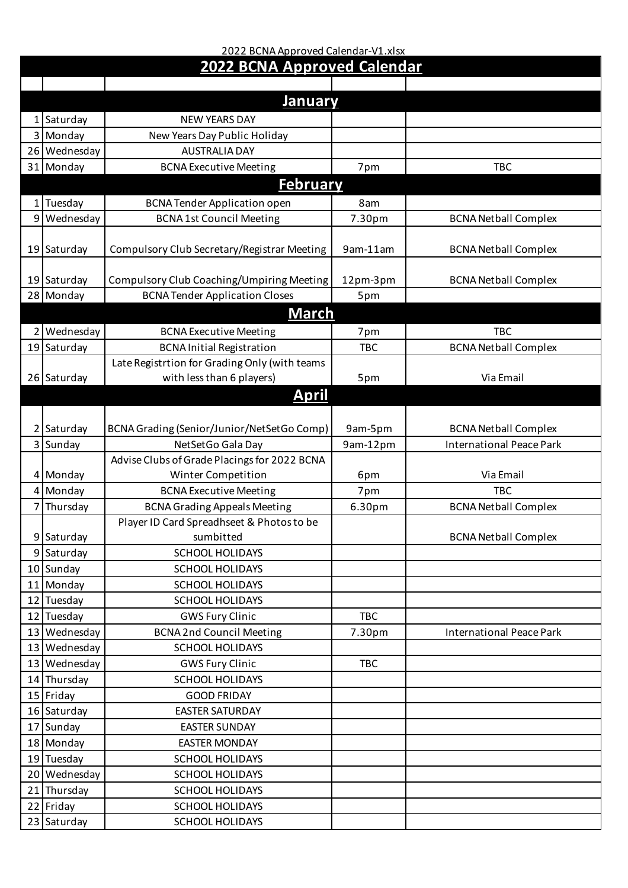# 2022 BCNA Approved Calendar

| | | | | |
|---|---|---|---|---|
| **January** | | | | |
| 1 | Saturday | NEW YEARS DAY | | |
| 3 | Monday | New Years Day Public Holiday | | |
| 26 | Wednesday | AUSTRALIA DAY | | |
| 31 | Monday | BCNA Executive Meeting | 7pm | TBC |
| **February** | | | | |
| 1 | Tuesday | BCNA Tender Application open | 8am | |
| 9 | Wednesday | BCNA 1st Council Meeting | 7.30pm | BCNA Netball Complex |
| 19 | Saturday | Compulsory Club Secretary/Registrar Meeting | 9am-11am | BCNA Netball Complex |
| 19 | Saturday | Compulsory Club Coaching/Umpiring Meeting | 12pm-3pm | BCNA Netball Complex |
| 28 | Monday | BCNA Tender Application Closes | 5pm | |
| **March** | | | | |
| 2 | Wednesday | BCNA Executive Meeting | 7pm | TBC |
| 19 | Saturday | BCNA Initial Registration | TBC | BCNA Netball Complex |
| 26 | Saturday | Late Registrtion for Grading Only (with teams with less than 6 players) | 5pm | Via Email |
| **April** | | | | |
| 2 | Saturday | BCNA Grading (Senior/Junior/NetSetGo Comp) | 9am-5pm | BCNA Netball Complex |
| 3 | Sunday | NetSetGo Gala Day | 9am-12pm | International Peace Park |
| 4 | Monday | Advise Clubs of Grade Placings for 2022 BCNA Winter Competition | 6pm | Via Email |
| 4 | Monday | BCNA Executive Meeting | 7pm | TBC |
| 7 | Thursday | BCNA Grading Appeals Meeting | 6.30pm | BCNA Netball Complex |
| 9 | Saturday | Player ID Card Spreadhseet & Photos to be sumbitted | | BCNA Netball Complex |
| 9 | Saturday | SCHOOL HOLIDAYS | | |
| 10 | Sunday | SCHOOL HOLIDAYS | | |
| 11 | Monday | SCHOOL HOLIDAYS | | |
| 12 | Tuesday | SCHOOL HOLIDAYS | | |
| 12 | Tuesday | GWS Fury Clinic | TBC | |
| 13 | Wednesday | BCNA 2nd Council Meeting | 7.30pm | International Peace Park |
| 13 | Wednesday | SCHOOL HOLIDAYS | | |
| 13 | Wednesday | GWS Fury Clinic | TBC | |
| 14 | Thursday | SCHOOL HOLIDAYS | | |
| 15 | Friday | GOOD FRIDAY | | |
| 16 | Saturday | EASTER SATURDAY | | |
| 17 | Sunday | EASTER SUNDAY | | |
| 18 | Monday | EASTER MONDAY | | |
| 19 | Tuesday | SCHOOL HOLIDAYS | | |
| 20 | Wednesday | SCHOOL HOLIDAYS | | |
| 21 | Thursday | SCHOOL HOLIDAYS | | |
| 22 | Friday | SCHOOL HOLIDAYS | | |
| 23 | Saturday | SCHOOL HOLIDAYS | | |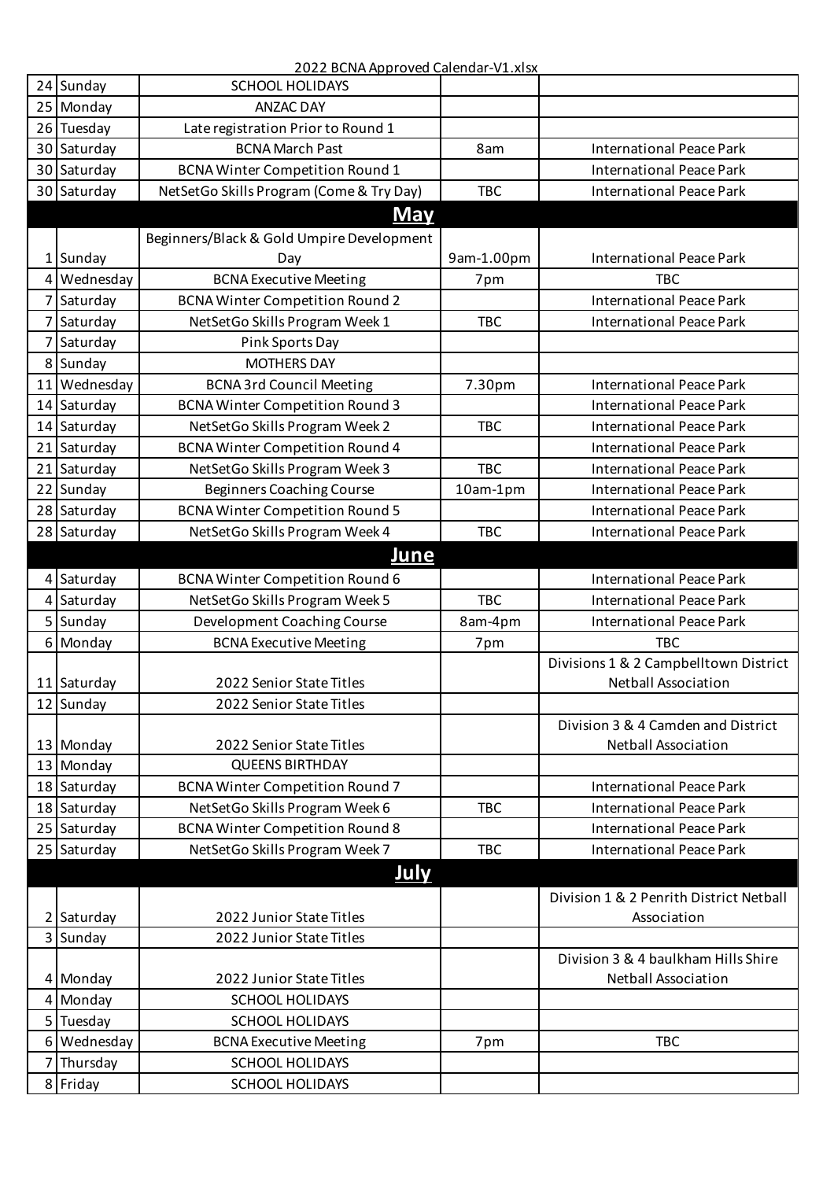2022 BCNA Approved Calendar-V1.xlsx

| | | | | |
|---|---|---|---|---|
| 24 | Sunday | SCHOOL HOLIDAYS | | |
| 25 | Monday | ANZAC DAY | | |
| 26 | Tuesday | Late registration Prior to Round 1 | | |
| 30 | Saturday | BCNA March Past | 8am | International Peace Park |
| 30 | Saturday | BCNA Winter Competition Round 1 | | International Peace Park |
| 30 | Saturday | NetSetGo Skills Program (Come & Try Day) | TBC | International Peace Park |
| | | **May** | | |
| 1 | Sunday | Beginners/Black & Gold Umpire Development Day | 9am-1.00pm | International Peace Park |
| 4 | Wednesday | BCNA Executive Meeting | 7pm | TBC |
| 7 | Saturday | BCNA Winter Competition Round 2 | | International Peace Park |
| 7 | Saturday | NetSetGo Skills Program Week 1 | TBC | International Peace Park |
| 7 | Saturday | Pink Sports Day | | |
| 8 | Sunday | MOTHERS DAY | | |
| 11 | Wednesday | BCNA 3rd Council Meeting | 7.30pm | International Peace Park |
| 14 | Saturday | BCNA Winter Competition Round 3 | | International Peace Park |
| 14 | Saturday | NetSetGo Skills Program Week 2 | TBC | International Peace Park |
| 21 | Saturday | BCNA Winter Competition Round 4 | | International Peace Park |
| 21 | Saturday | NetSetGo Skills Program Week 3 | TBC | International Peace Park |
| 22 | Sunday | Beginners Coaching Course | 10am-1pm | International Peace Park |
| 28 | Saturday | BCNA Winter Competition Round 5 | | International Peace Park |
| 28 | Saturday | NetSetGo Skills Program Week 4 | TBC | International Peace Park |
| | | **June** | | |
| 4 | Saturday | BCNA Winter Competition Round 6 | | International Peace Park |
| 4 | Saturday | NetSetGo Skills Program Week 5 | TBC | International Peace Park |
| 5 | Sunday | Development Coaching Course | 8am-4pm | International Peace Park |
| 6 | Monday | BCNA Executive Meeting | 7pm | TBC |
| 11 | Saturday | 2022 Senior State Titles | | Divisions 1 & 2 Campbelltown District Netball Association |
| 12 | Sunday | 2022 Senior State Titles | | |
| 13 | Monday | 2022 Senior State Titles | | Division 3 & 4 Camden and District Netball Association |
| 13 | Monday | QUEENS BIRTHDAY | | |
| 18 | Saturday | BCNA Winter Competition Round 7 | | International Peace Park |
| 18 | Saturday | NetSetGo Skills Program Week 6 | TBC | International Peace Park |
| 25 | Saturday | BCNA Winter Competition Round 8 | | International Peace Park |
| 25 | Saturday | NetSetGo Skills Program Week 7 | TBC | International Peace Park |
| | | **July** | | |
| 2 | Saturday | 2022 Junior State Titles | | Division 1 & 2 Penrith District Netball Association |
| 3 | Sunday | 2022 Junior State Titles | | |
| 4 | Monday | 2022 Junior State Titles | | Division 3 & 4 baulkham Hills Shire Netball Association |
| 4 | Monday | SCHOOL HOLIDAYS | | |
| 5 | Tuesday | SCHOOL HOLIDAYS | | |
| 6 | Wednesday | BCNA Executive Meeting | 7pm | TBC |
| 7 | Thursday | SCHOOL HOLIDAYS | | |
| 8 | Friday | SCHOOL HOLIDAYS | | |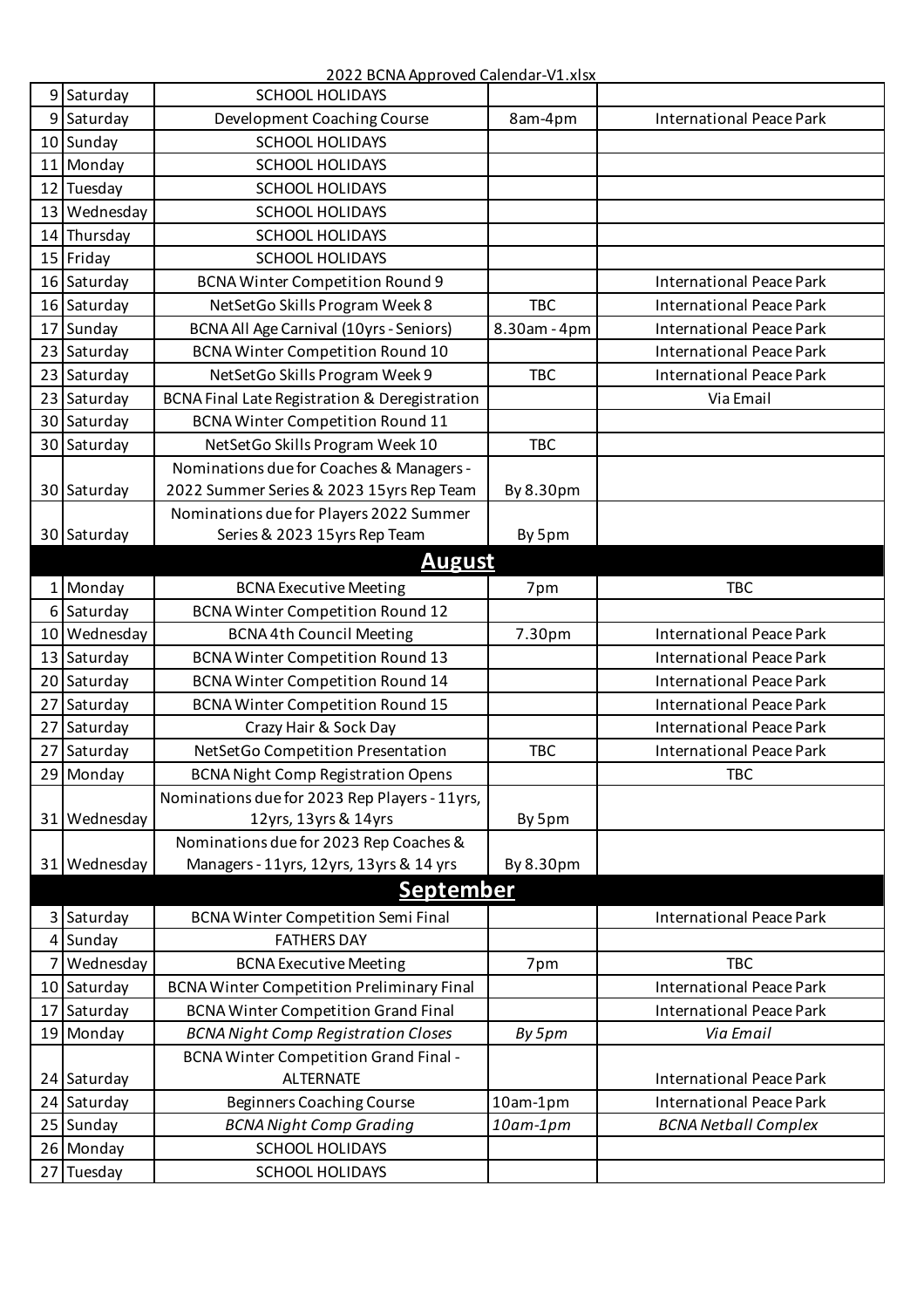2022 BCNA Approved Calendar-V1.xlsx

| | | | | |
|---|---|---|---|---|
| 9 | Saturday | SCHOOL HOLIDAYS | | |
| 9 | Saturday | Development Coaching Course | 8am-4pm | International Peace Park |
| 10 | Sunday | SCHOOL HOLIDAYS | | |
| 11 | Monday | SCHOOL HOLIDAYS | | |
| 12 | Tuesday | SCHOOL HOLIDAYS | | |
| 13 | Wednesday | SCHOOL HOLIDAYS | | |
| 14 | Thursday | SCHOOL HOLIDAYS | | |
| 15 | Friday | SCHOOL HOLIDAYS | | |
| 16 | Saturday | BCNA Winter Competition Round 9 | | International Peace Park |
| 16 | Saturday | NetSetGo Skills Program Week 8 | TBC | International Peace Park |
| 17 | Sunday | BCNA All Age Carnival (10yrs - Seniors) | 8.30am - 4pm | International Peace Park |
| 23 | Saturday | BCNA Winter Competition Round 10 | | International Peace Park |
| 23 | Saturday | NetSetGo Skills Program Week 9 | TBC | International Peace Park |
| 23 | Saturday | BCNA Final Late Registration & Deregistration | | Via Email |
| 30 | Saturday | BCNA Winter Competition Round 11 | | |
| 30 | Saturday | NetSetGo Skills Program Week 10 | TBC | |
| 30 | Saturday | Nominations due for Coaches & Managers - 2022 Summer Series & 2023 15yrs Rep Team | By 8.30pm | |
| 30 | Saturday | Nominations due for Players 2022 Summer Series & 2023 15yrs Rep Team | By 5pm | |
| | | **August** | | |
| 1 | Monday | BCNA Executive Meeting | 7pm | TBC |
| 6 | Saturday | BCNA Winter Competition Round 12 | | |
| 10 | Wednesday | BCNA 4th Council Meeting | 7.30pm | International Peace Park |
| 13 | Saturday | BCNA Winter Competition Round 13 | | International Peace Park |
| 20 | Saturday | BCNA Winter Competition Round 14 | | International Peace Park |
| 27 | Saturday | BCNA Winter Competition Round 15 | | International Peace Park |
| 27 | Saturday | Crazy Hair & Sock Day | | International Peace Park |
| 27 | Saturday | NetSetGo Competition Presentation | TBC | International Peace Park |
| 29 | Monday | BCNA Night Comp Registration Opens | | TBC |
| 31 | Wednesday | Nominations due for 2023 Rep Players - 11yrs, 12yrs, 13yrs & 14yrs | By 5pm | |
| 31 | Wednesday | Nominations due for 2023 Rep Coaches & Managers - 11yrs, 12yrs, 13yrs & 14 yrs | By 8.30pm | |
| | | **September** | | |
| 3 | Saturday | BCNA Winter Competition Semi Final | | International Peace Park |
| 4 | Sunday | FATHERS DAY | | |
| 7 | Wednesday | BCNA Executive Meeting | 7pm | TBC |
| 10 | Saturday | BCNA Winter Competition Preliminary Final | | International Peace Park |
| 17 | Saturday | BCNA Winter Competition Grand Final | | International Peace Park |
| 19 | Monday | *BCNA Night Comp Registration Closes* | *By 5pm* | *Via Email* |
| 24 | Saturday | BCNA Winter Competition Grand Final - ALTERNATE | | International Peace Park |
| 24 | Saturday | Beginners Coaching Course | 10am-1pm | International Peace Park |
| 25 | Sunday | *BCNA Night Comp Grading* | *10am-1pm* | *BCNA Netball Complex* |
| 26 | Monday | SCHOOL HOLIDAYS | | |
| 27 | Tuesday | SCHOOL HOLIDAYS | | |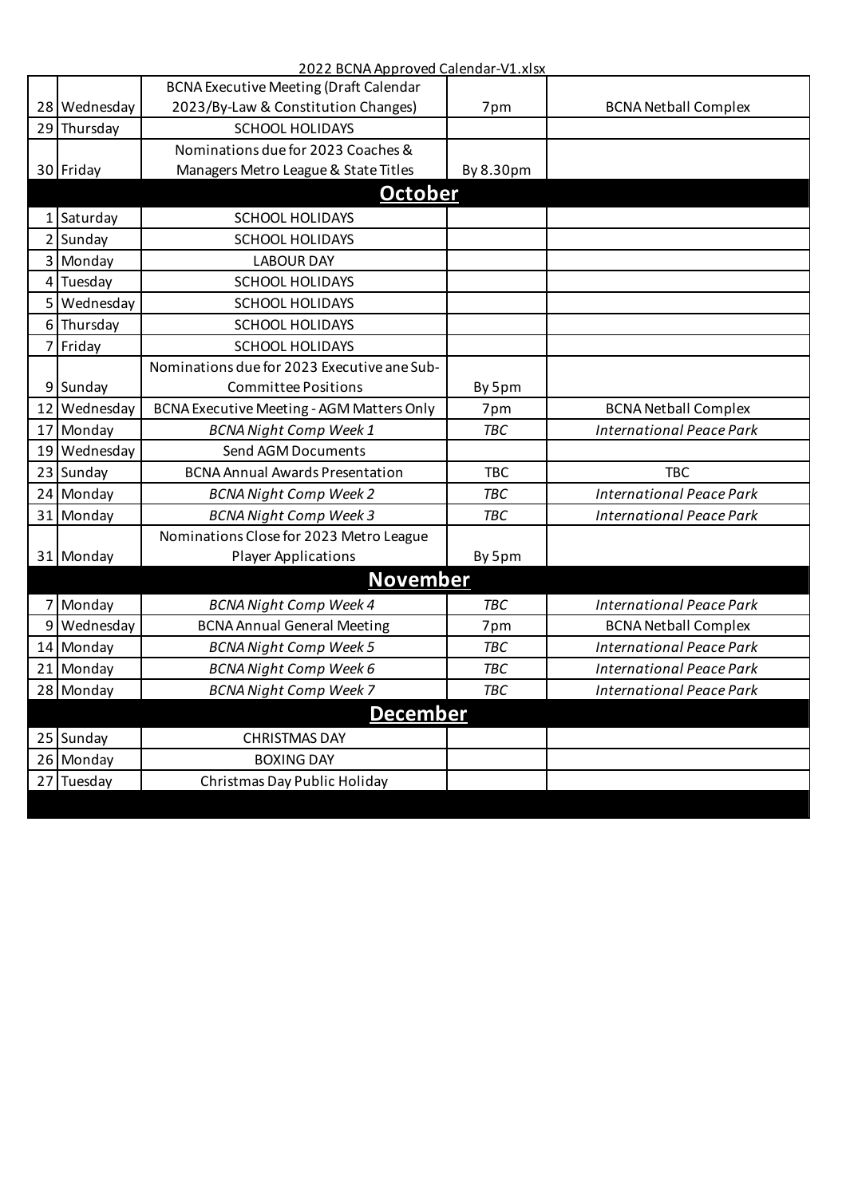2022 BCNA Approved Calendar-V1.xlsx

| | | | | |
|---|---|---|---|---|
| 28 | Wednesday | BCNA Executive Meeting (Draft Calendar 2023/By-Law & Constitution Changes) | 7pm | BCNA Netball Complex |
| 29 | Thursday | SCHOOL HOLIDAYS | | |
| 30 | Friday | Nominations due for 2023 Coaches & Managers Metro League & State Titles | By 8.30pm | |
| | | **October** | | |
| 1 | Saturday | SCHOOL HOLIDAYS | | |
| 2 | Sunday | SCHOOL HOLIDAYS | | |
| 3 | Monday | LABOUR DAY | | |
| 4 | Tuesday | SCHOOL HOLIDAYS | | |
| 5 | Wednesday | SCHOOL HOLIDAYS | | |
| 6 | Thursday | SCHOOL HOLIDAYS | | |
| 7 | Friday | SCHOOL HOLIDAYS | | |
| 9 | Sunday | Nominations due for 2023 Executive ane Sub-Committee Positions | By 5pm | |
| 12 | Wednesday | BCNA Executive Meeting - AGM Matters Only | 7pm | BCNA Netball Complex |
| 17 | Monday | *BCNA Night Comp Week 1* | *TBC* | *International Peace Park* |
| 19 | Wednesday | Send AGM Documents | | |
| 23 | Sunday | BCNA Annual Awards Presentation | TBC | TBC |
| 24 | Monday | *BCNA Night Comp Week 2* | *TBC* | *International Peace Park* |
| 31 | Monday | *BCNA Night Comp Week 3* | *TBC* | *International Peace Park* |
| 31 | Monday | Nominations Close for 2023 Metro League Player Applications | By 5pm | |
| | | **November** | | |
| 7 | Monday | *BCNA Night Comp Week 4* | *TBC* | *International Peace Park* |
| 9 | Wednesday | BCNA Annual General Meeting | 7pm | BCNA Netball Complex |
| 14 | Monday | *BCNA Night Comp Week 5* | *TBC* | *International Peace Park* |
| 21 | Monday | *BCNA Night Comp Week 6* | *TBC* | *International Peace Park* |
| 28 | Monday | *BCNA Night Comp Week 7* | *TBC* | *International Peace Park* |
| | | **December** | | |
| 25 | Sunday | CHRISTMAS DAY | | |
| 26 | Monday | BOXING DAY | | |
| 27 | Tuesday | Christmas Day Public Holiday | | |